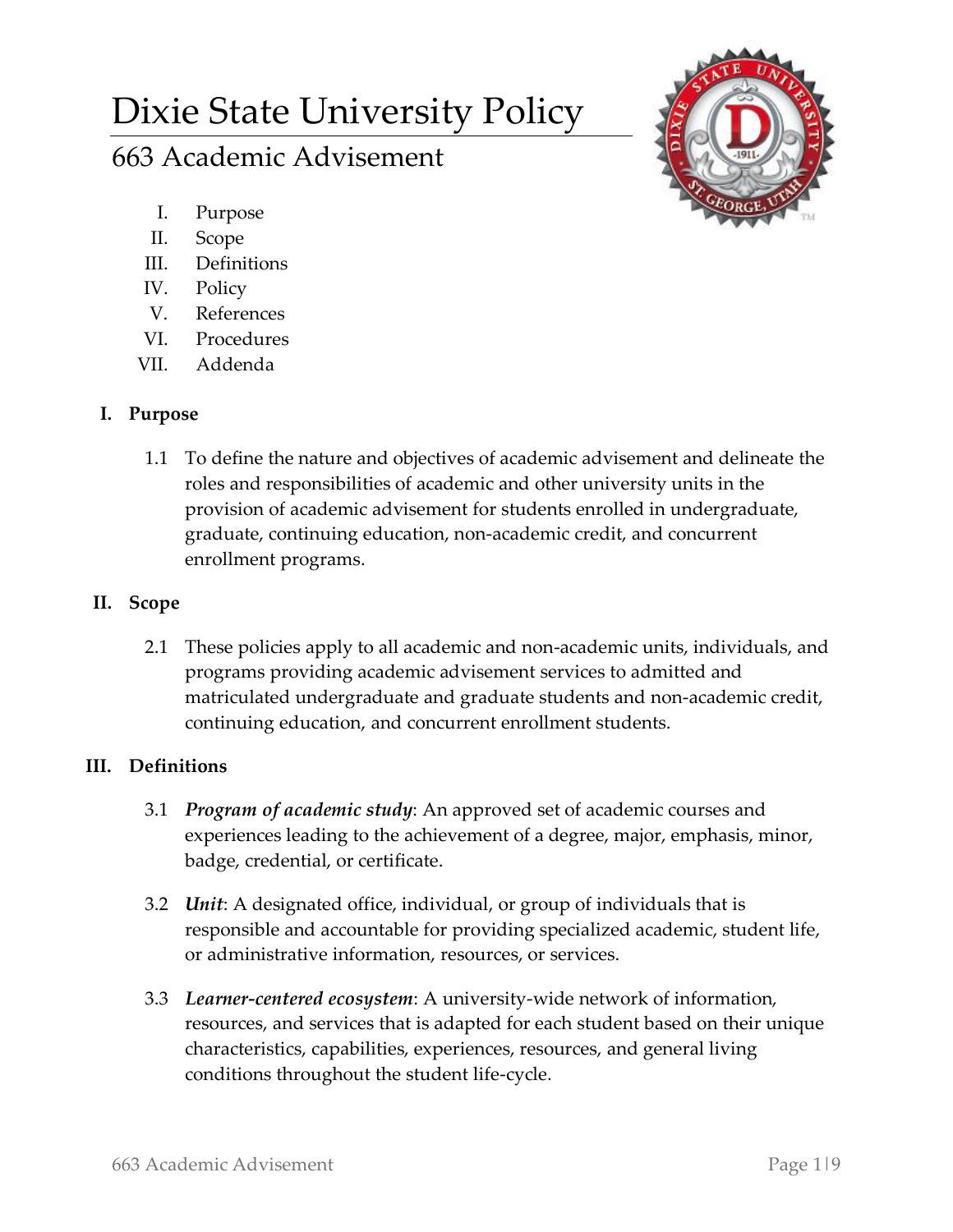# Dixie State University Policy

## 663 Academic Advisement

I. Purpose
II. Scope
III. Definitions
IV. Policy
V. References
VI. Procedures
VII. Addenda

### I. Purpose

1.1 To define the nature and objectives of academic advisement and delineate the roles and responsibilities of academic and other university units in the provision of academic advisement for students enrolled in undergraduate, graduate, continuing education, non-academic credit, and concurrent enrollment programs.

### II. Scope

2.1 These policies apply to all academic and non-academic units, individuals, and programs providing academic advisement services to admitted and matriculated undergraduate and graduate students and non-academic credit, continuing education, and concurrent enrollment students.

### III. Definitions

3.1 ***Program of academic study***: An approved set of academic courses and experiences leading to the achievement of a degree, major, emphasis, minor, badge, credential, or certificate.

3.2 ***Unit***: A designated office, individual, or group of individuals that is responsible and accountable for providing specialized academic, student life, or administrative information, resources, or services.

3.3 ***Learner-centered ecosystem***: A university-wide network of information, resources, and services that is adapted for each student based on their unique characteristics, capabilities, experiences, resources, and general living conditions throughout the student life-cycle.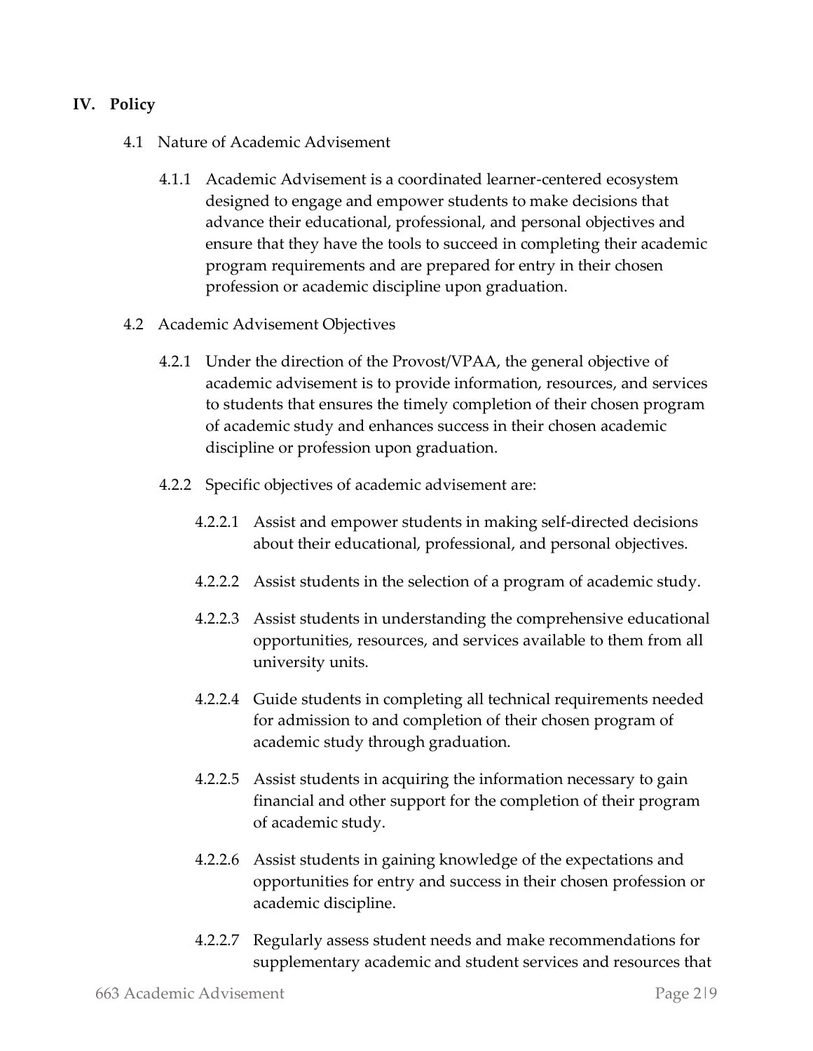## IV. Policy

4.1 Nature of Academic Advisement

4.1.1 Academic Advisement is a coordinated learner-centered ecosystem designed to engage and empower students to make decisions that advance their educational, professional, and personal objectives and ensure that they have the tools to succeed in completing their academic program requirements and are prepared for entry in their chosen profession or academic discipline upon graduation.

4.2 Academic Advisement Objectives

4.2.1 Under the direction of the Provost/VPAA, the general objective of academic advisement is to provide information, resources, and services to students that ensures the timely completion of their chosen program of academic study and enhances success in their chosen academic discipline or profession upon graduation.

4.2.2 Specific objectives of academic advisement are:

4.2.2.1 Assist and empower students in making self-directed decisions about their educational, professional, and personal objectives.

4.2.2.2 Assist students in the selection of a program of academic study.

4.2.2.3 Assist students in understanding the comprehensive educational opportunities, resources, and services available to them from all university units.

4.2.2.4 Guide students in completing all technical requirements needed for admission to and completion of their chosen program of academic study through graduation.

4.2.2.5 Assist students in acquiring the information necessary to gain financial and other support for the completion of their program of academic study.

4.2.2.6 Assist students in gaining knowledge of the expectations and opportunities for entry and success in their chosen profession or academic discipline.

4.2.2.7 Regularly assess student needs and make recommendations for supplementary academic and student services and resources that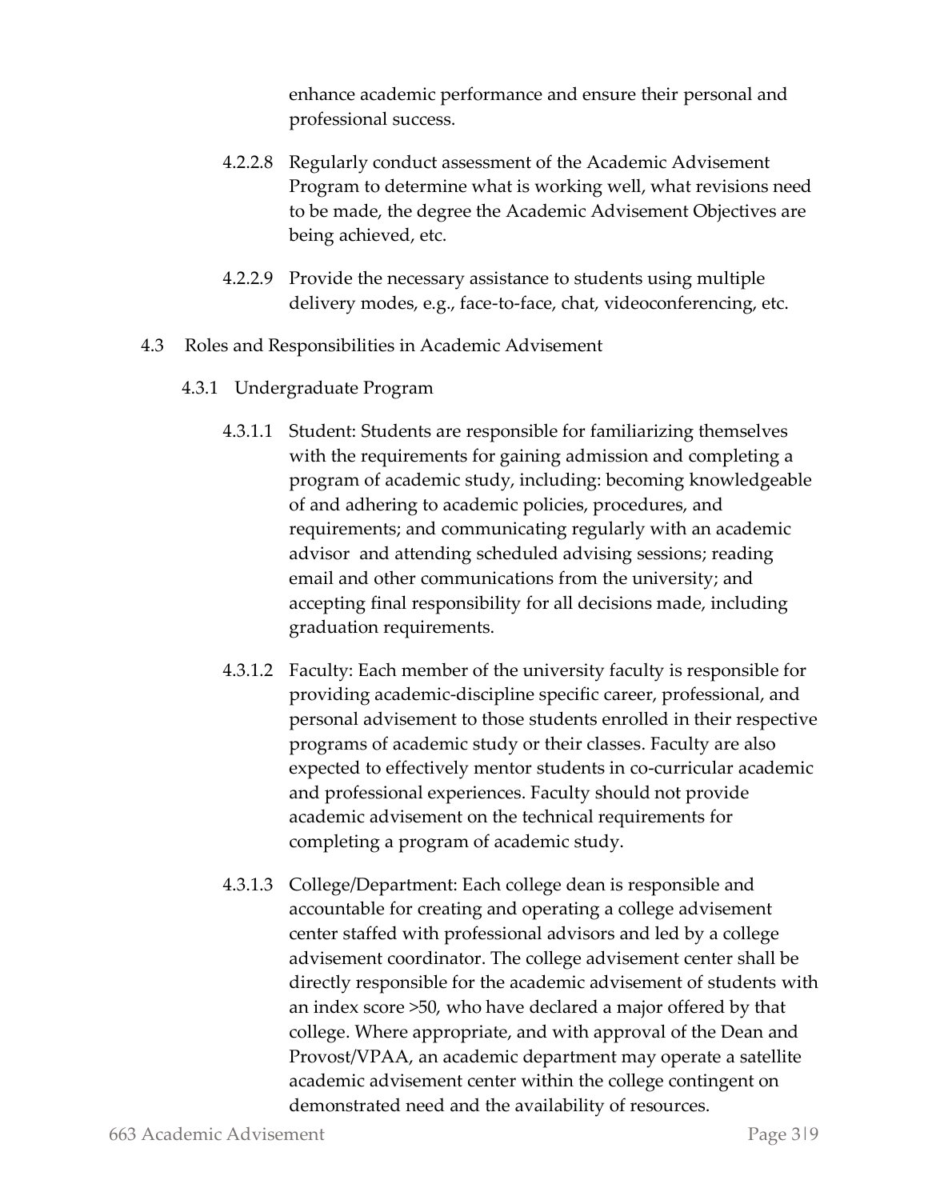enhance academic performance and ensure their personal and professional success.

4.2.2.8 Regularly conduct assessment of the Academic Advisement Program to determine what is working well, what revisions need to be made, the degree the Academic Advisement Objectives are being achieved, etc.

4.2.2.9 Provide the necessary assistance to students using multiple delivery modes, e.g., face-to-face, chat, videoconferencing, etc.

4.3 Roles and Responsibilities in Academic Advisement

4.3.1 Undergraduate Program

4.3.1.1 Student: Students are responsible for familiarizing themselves with the requirements for gaining admission and completing a program of academic study, including: becoming knowledgeable of and adhering to academic policies, procedures, and requirements; and communicating regularly with an academic advisor and attending scheduled advising sessions; reading email and other communications from the university; and accepting final responsibility for all decisions made, including graduation requirements.

4.3.1.2 Faculty: Each member of the university faculty is responsible for providing academic-discipline specific career, professional, and personal advisement to those students enrolled in their respective programs of academic study or their classes. Faculty are also expected to effectively mentor students in co-curricular academic and professional experiences. Faculty should not provide academic advisement on the technical requirements for completing a program of academic study.

4.3.1.3 College/Department: Each college dean is responsible and accountable for creating and operating a college advisement center staffed with professional advisors and led by a college advisement coordinator. The college advisement center shall be directly responsible for the academic advisement of students with an index score >50, who have declared a major offered by that college. Where appropriate, and with approval of the Dean and Provost/VPAA, an academic department may operate a satellite academic advisement center within the college contingent on demonstrated need and the availability of resources.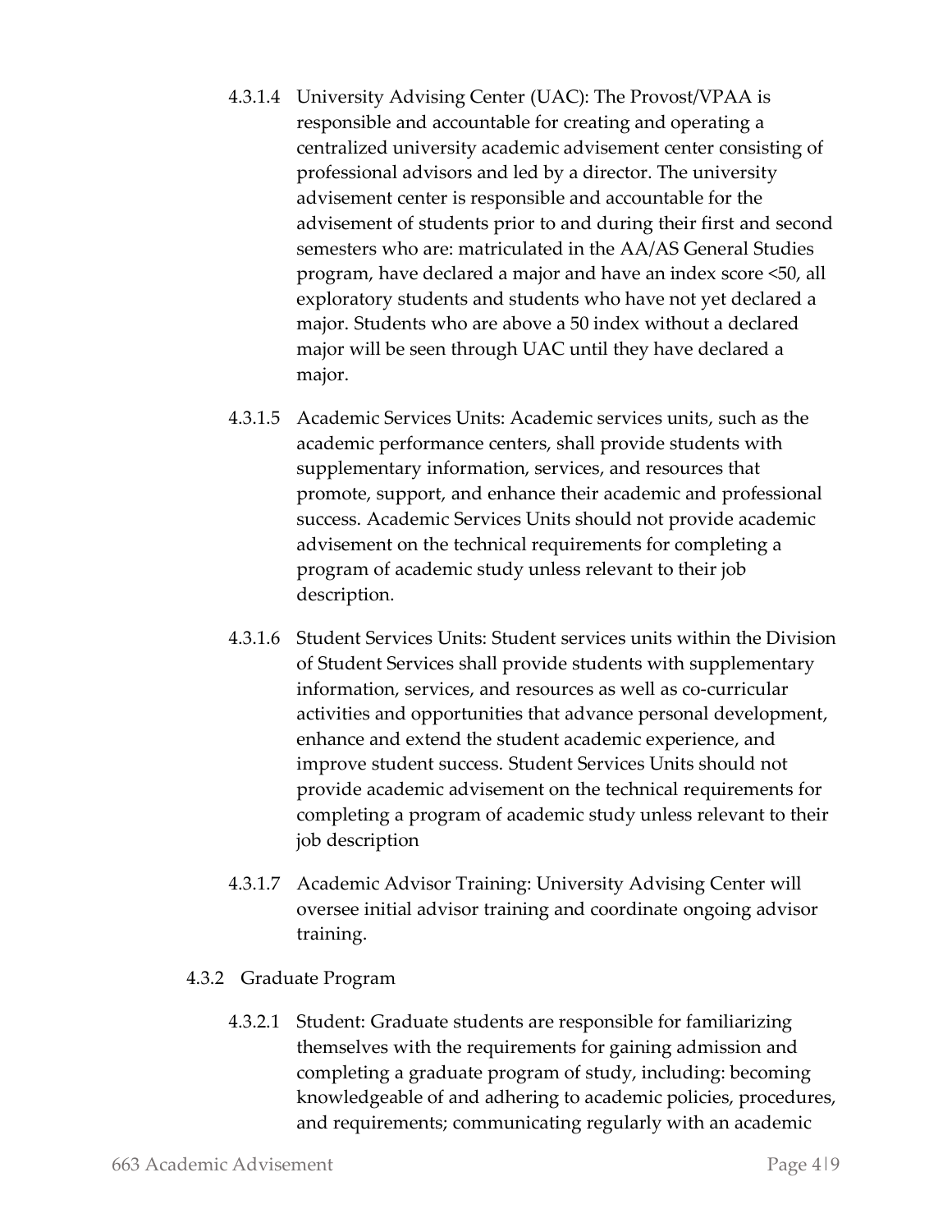4.3.1.4 University Advising Center (UAC): The Provost/VPAA is responsible and accountable for creating and operating a centralized university academic advisement center consisting of professional advisors and led by a director. The university advisement center is responsible and accountable for the advisement of students prior to and during their first and second semesters who are: matriculated in the AA/AS General Studies program, have declared a major and have an index score <50, all exploratory students and students who have not yet declared a major. Students who are above a 50 index without a declared major will be seen through UAC until they have declared a major.

4.3.1.5 Academic Services Units: Academic services units, such as the academic performance centers, shall provide students with supplementary information, services, and resources that promote, support, and enhance their academic and professional success. Academic Services Units should not provide academic advisement on the technical requirements for completing a program of academic study unless relevant to their job description.

4.3.1.6 Student Services Units: Student services units within the Division of Student Services shall provide students with supplementary information, services, and resources as well as co-curricular activities and opportunities that advance personal development, enhance and extend the student academic experience, and improve student success. Student Services Units should not provide academic advisement on the technical requirements for completing a program of academic study unless relevant to their job description

4.3.1.7 Academic Advisor Training: University Advising Center will oversee initial advisor training and coordinate ongoing advisor training.

4.3.2 Graduate Program

4.3.2.1 Student: Graduate students are responsible for familiarizing themselves with the requirements for gaining admission and completing a graduate program of study, including: becoming knowledgeable of and adhering to academic policies, procedures, and requirements; communicating regularly with an academic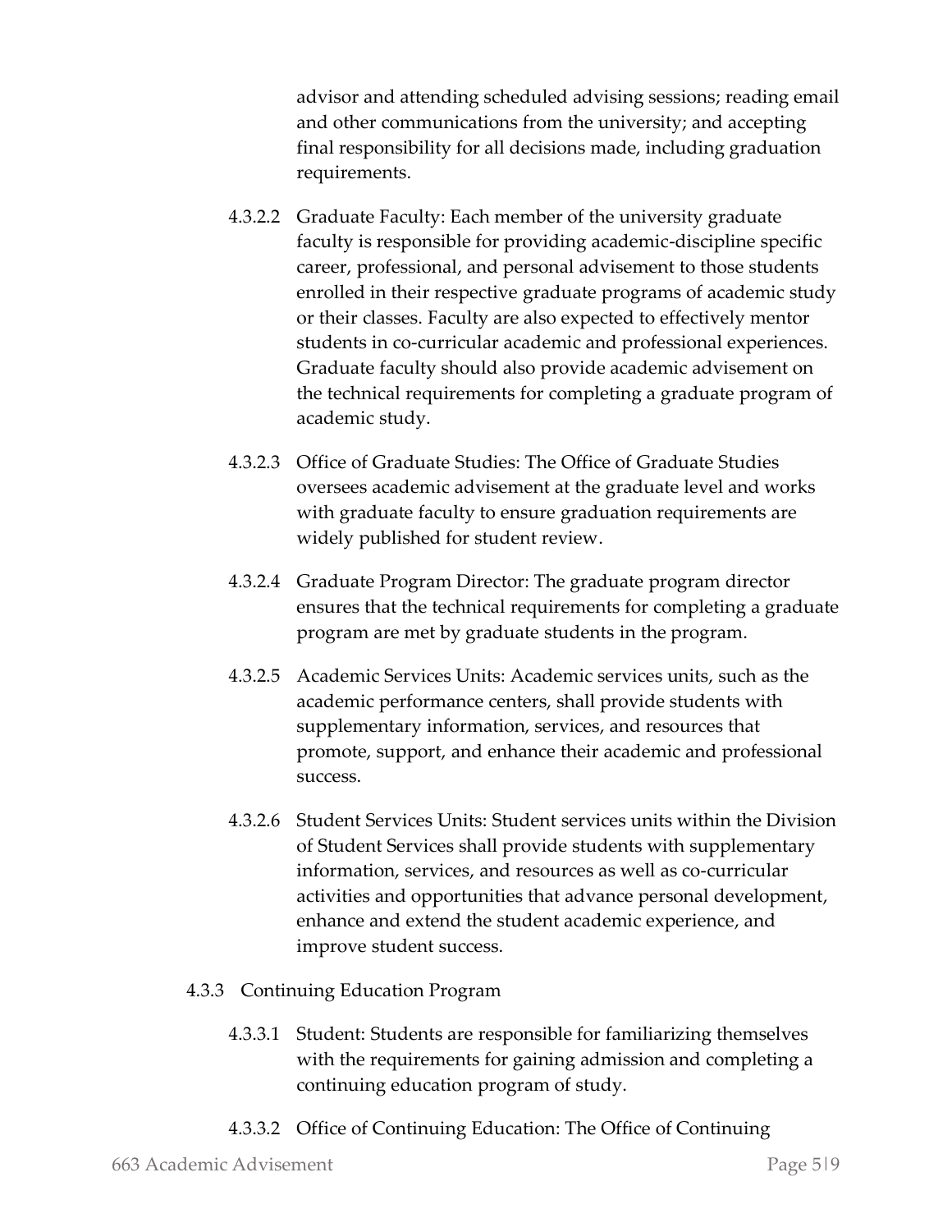advisor and attending scheduled advising sessions; reading email and other communications from the university; and accepting final responsibility for all decisions made, including graduation requirements.

4.3.2.2 Graduate Faculty: Each member of the university graduate faculty is responsible for providing academic-discipline specific career, professional, and personal advisement to those students enrolled in their respective graduate programs of academic study or their classes. Faculty are also expected to effectively mentor students in co-curricular academic and professional experiences. Graduate faculty should also provide academic advisement on the technical requirements for completing a graduate program of academic study.

4.3.2.3 Office of Graduate Studies: The Office of Graduate Studies oversees academic advisement at the graduate level and works with graduate faculty to ensure graduation requirements are widely published for student review.

4.3.2.4 Graduate Program Director: The graduate program director ensures that the technical requirements for completing a graduate program are met by graduate students in the program.

4.3.2.5 Academic Services Units: Academic services units, such as the academic performance centers, shall provide students with supplementary information, services, and resources that promote, support, and enhance their academic and professional success.

4.3.2.6 Student Services Units: Student services units within the Division of Student Services shall provide students with supplementary information, services, and resources as well as co-curricular activities and opportunities that advance personal development, enhance and extend the student academic experience, and improve student success.

4.3.3 Continuing Education Program

4.3.3.1 Student: Students are responsible for familiarizing themselves with the requirements for gaining admission and completing a continuing education program of study.

4.3.3.2 Office of Continuing Education: The Office of Continuing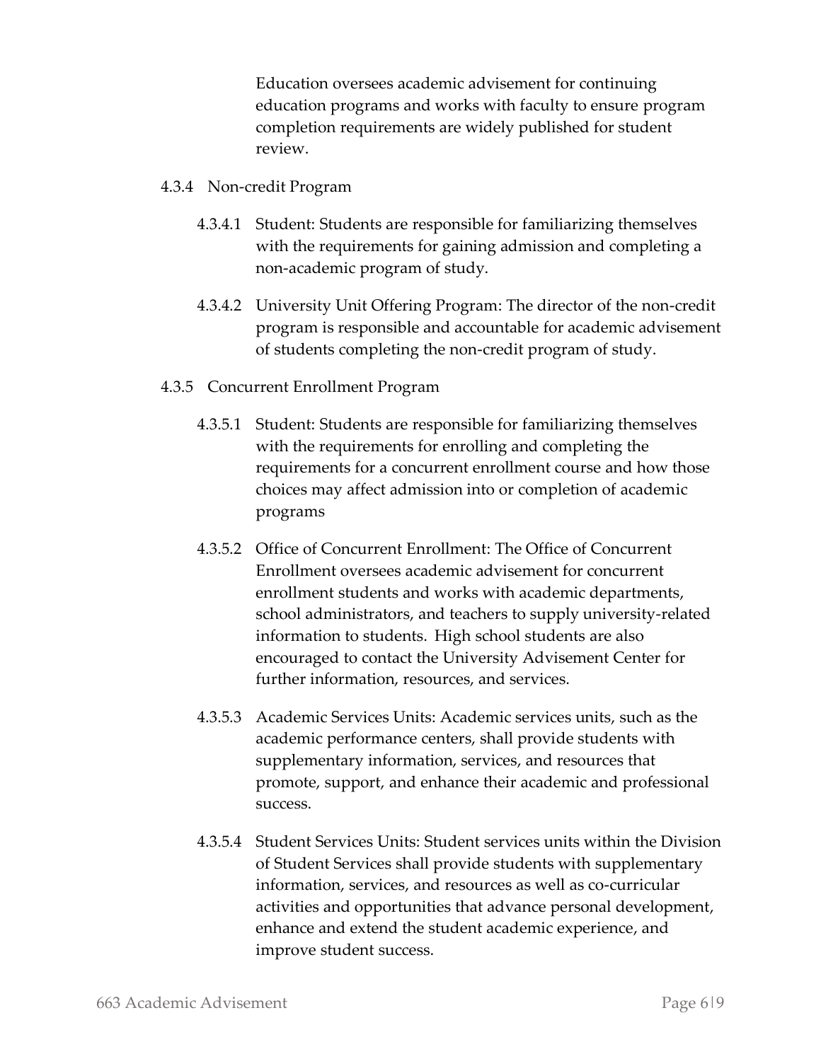Education oversees academic advisement for continuing education programs and works with faculty to ensure program completion requirements are widely published for student review.

4.3.4 Non-credit Program

4.3.4.1 Student: Students are responsible for familiarizing themselves with the requirements for gaining admission and completing a non-academic program of study.

4.3.4.2 University Unit Offering Program: The director of the non-credit program is responsible and accountable for academic advisement of students completing the non-credit program of study.

4.3.5 Concurrent Enrollment Program

4.3.5.1 Student: Students are responsible for familiarizing themselves with the requirements for enrolling and completing the requirements for a concurrent enrollment course and how those choices may affect admission into or completion of academic programs

4.3.5.2 Office of Concurrent Enrollment: The Office of Concurrent Enrollment oversees academic advisement for concurrent enrollment students and works with academic departments, school administrators, and teachers to supply university-related information to students. High school students are also encouraged to contact the University Advisement Center for further information, resources, and services.

4.3.5.3 Academic Services Units: Academic services units, such as the academic performance centers, shall provide students with supplementary information, services, and resources that promote, support, and enhance their academic and professional success.

4.3.5.4 Student Services Units: Student services units within the Division of Student Services shall provide students with supplementary information, services, and resources as well as co-curricular activities and opportunities that advance personal development, enhance and extend the student academic experience, and improve student success.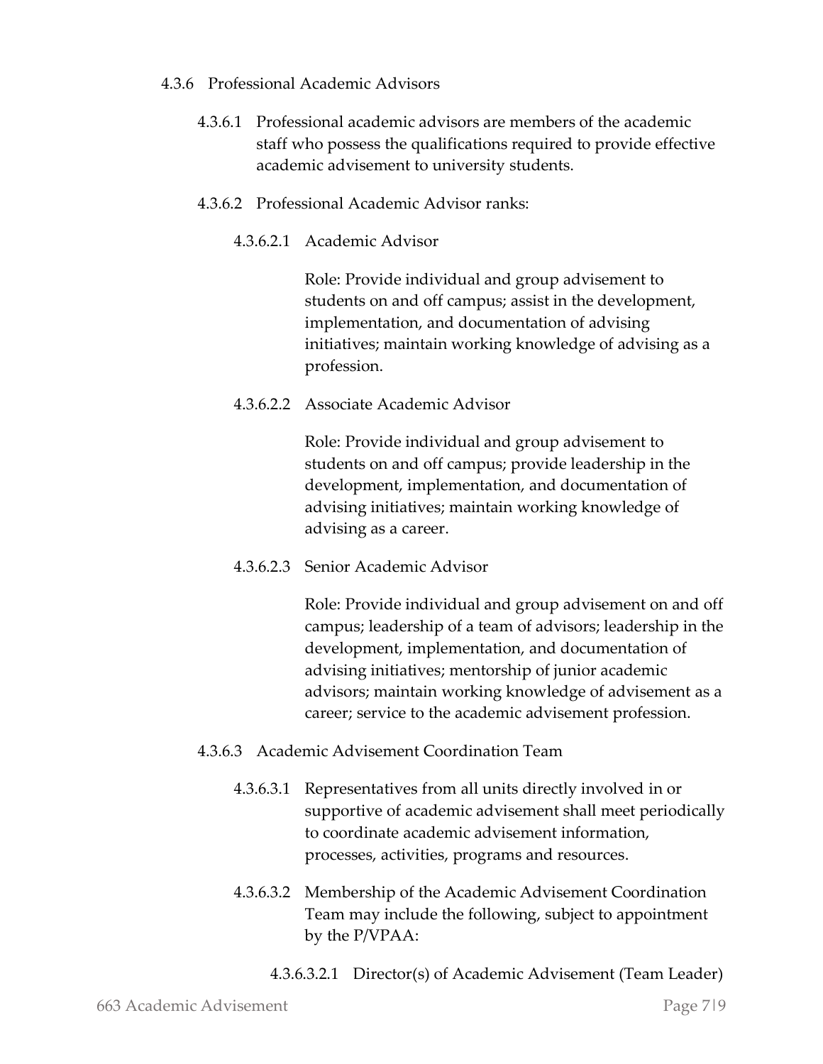4.3.6 Professional Academic Advisors

4.3.6.1 Professional academic advisors are members of the academic staff who possess the qualifications required to provide effective academic advisement to university students.

4.3.6.2 Professional Academic Advisor ranks:

4.3.6.2.1 Academic Advisor

Role: Provide individual and group advisement to students on and off campus; assist in the development, implementation, and documentation of advising initiatives; maintain working knowledge of advising as a profession.

4.3.6.2.2 Associate Academic Advisor

Role: Provide individual and group advisement to students on and off campus; provide leadership in the development, implementation, and documentation of advising initiatives; maintain working knowledge of advising as a career.

4.3.6.2.3 Senior Academic Advisor

Role: Provide individual and group advisement on and off campus; leadership of a team of advisors; leadership in the development, implementation, and documentation of advising initiatives; mentorship of junior academic advisors; maintain working knowledge of advisement as a career; service to the academic advisement profession.

4.3.6.3 Academic Advisement Coordination Team

4.3.6.3.1 Representatives from all units directly involved in or supportive of academic advisement shall meet periodically to coordinate academic advisement information, processes, activities, programs and resources.

4.3.6.3.2 Membership of the Academic Advisement Coordination Team may include the following, subject to appointment by the P/VPAA:

4.3.6.3.2.1 Director(s) of Academic Advisement (Team Leader)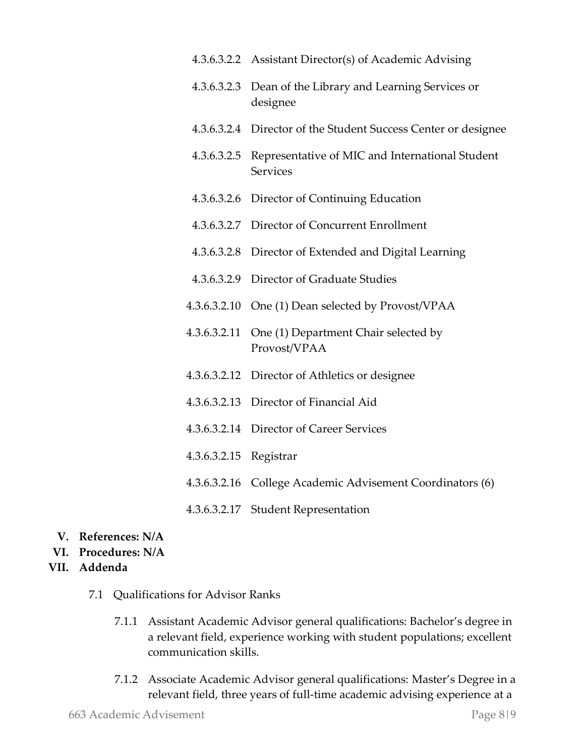4.3.6.3.2.2 Assistant Director(s) of Academic Advising

4.3.6.3.2.3 Dean of the Library and Learning Services or designee

4.3.6.3.2.4 Director of the Student Success Center or designee

4.3.6.3.2.5 Representative of MIC and International Student Services

4.3.6.3.2.6 Director of Continuing Education

4.3.6.3.2.7 Director of Concurrent Enrollment

4.3.6.3.2.8 Director of Extended and Digital Learning

4.3.6.3.2.9 Director of Graduate Studies

4.3.6.3.2.10 One (1) Dean selected by Provost/VPAA

4.3.6.3.2.11 One (1) Department Chair selected by Provost/VPAA

4.3.6.3.2.12 Director of Athletics or designee

4.3.6.3.2.13 Director of Financial Aid

4.3.6.3.2.14 Director of Career Services

4.3.6.3.2.15 Registrar

4.3.6.3.2.16 College Academic Advisement Coordinators (6)

4.3.6.3.2.17 Student Representation

**V. References: N/A**

**VI. Procedures: N/A**

**VII. Addenda**

7.1 Qualifications for Advisor Ranks

7.1.1 Assistant Academic Advisor general qualifications: Bachelor's degree in a relevant field, experience working with student populations; excellent communication skills.

7.1.2 Associate Academic Advisor general qualifications: Master's Degree in a relevant field, three years of full-time academic advising experience at a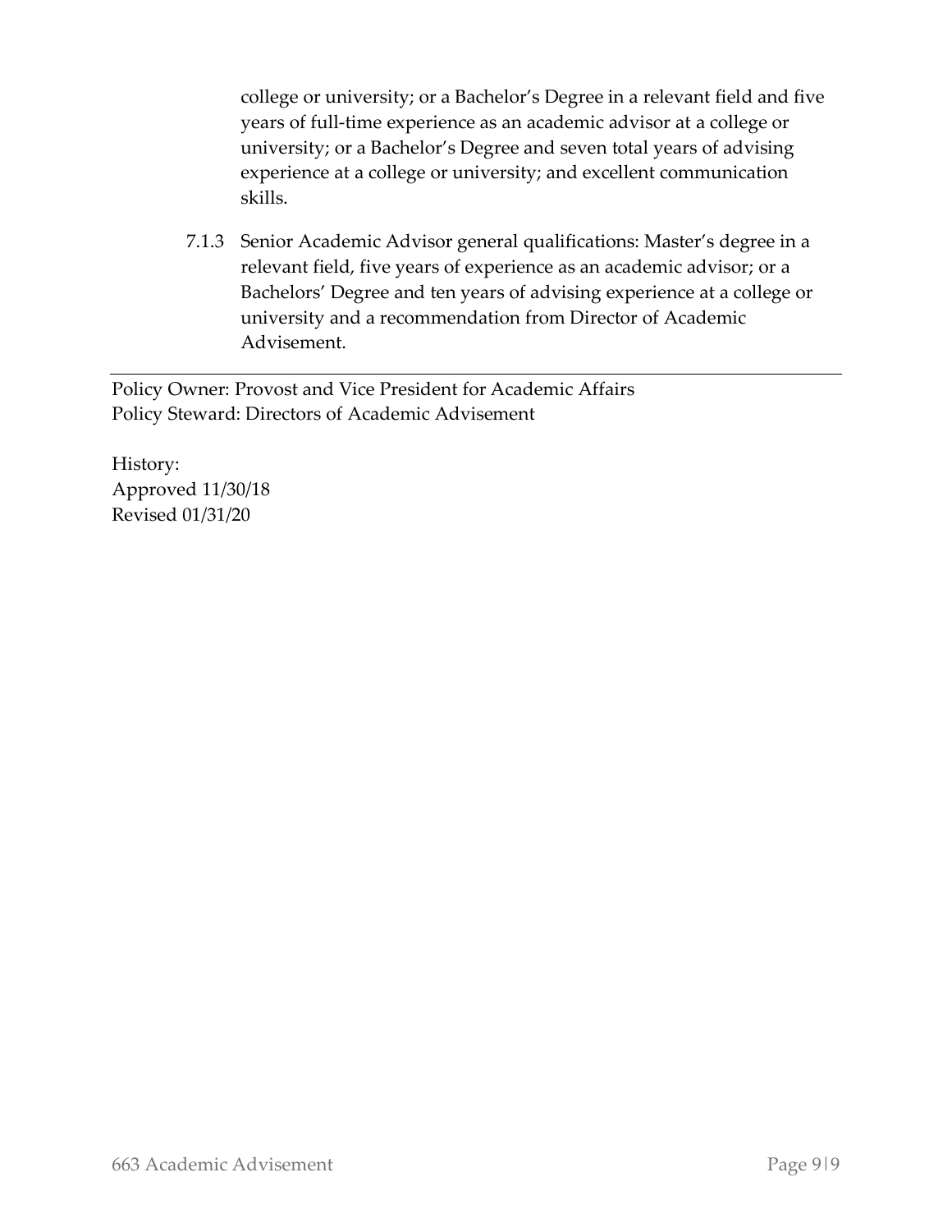college or university; or a Bachelor's Degree in a relevant field and five years of full-time experience as an academic advisor at a college or university; or a Bachelor's Degree and seven total years of advising experience at a college or university; and excellent communication skills.

7.1.3 Senior Academic Advisor general qualifications: Master's degree in a relevant field, five years of experience as an academic advisor; or a Bachelors' Degree and ten years of advising experience at a college or university and a recommendation from Director of Academic Advisement.

---

Policy Owner: Provost and Vice President for Academic Affairs
Policy Steward: Directors of Academic Advisement

History:
Approved 11/30/18
Revised 01/31/20